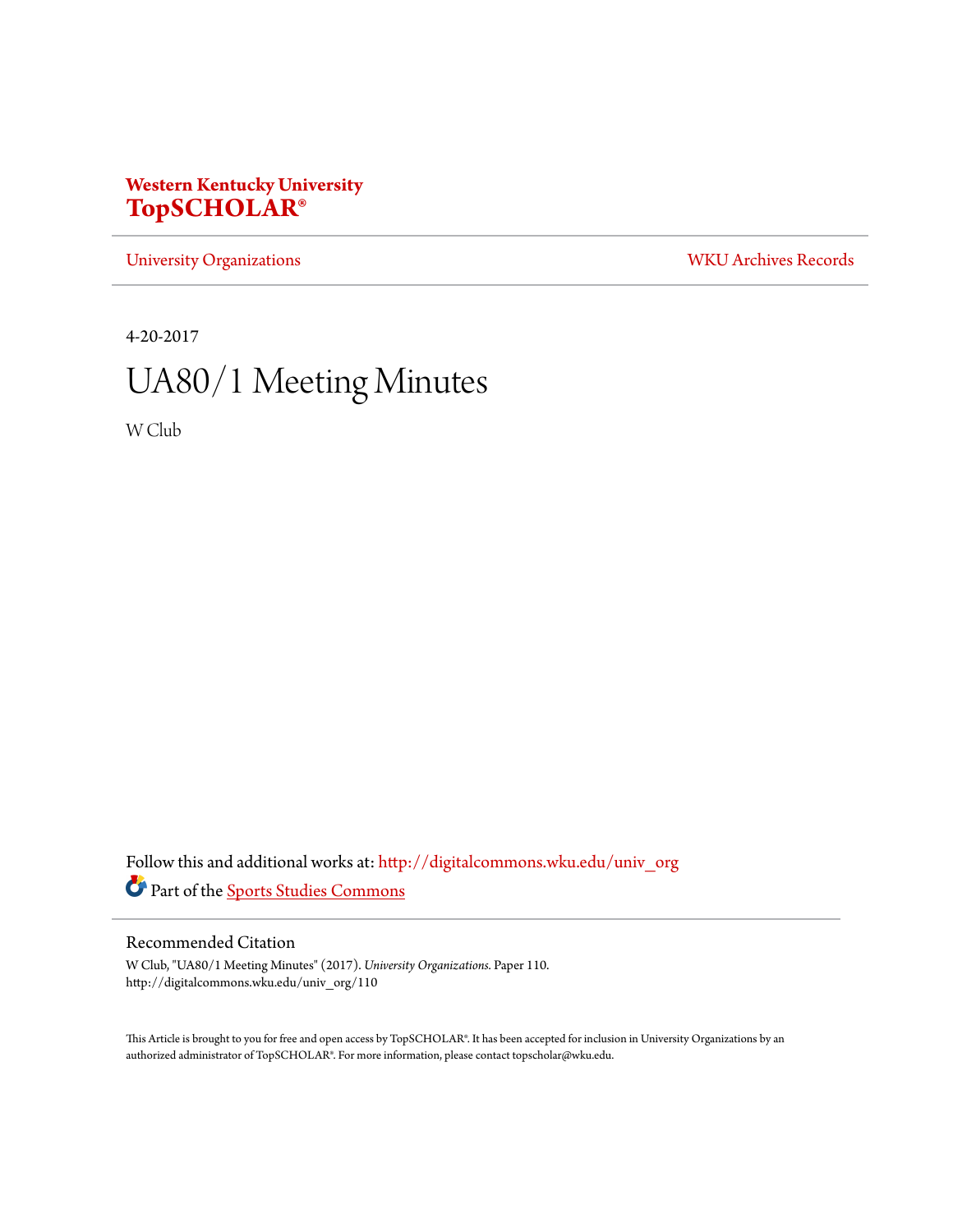**Western Kentucky University**
**TopSCHOLAR®**

University Organizations | WKU Archives Records

4-20-2017

# UA80/1 Meeting Minutes

W Club

Follow this and additional works at: http://digitalcommons.wku.edu/univ_org

Part of the Sports Studies Commons

## Recommended Citation

W Club, "UA80/1 Meeting Minutes" (2017). *University Organizations.* Paper 110.
http://digitalcommons.wku.edu/univ_org/110

This Article is brought to you for free and open access by TopSCHOLAR®. It has been accepted for inclusion in University Organizations by an authorized administrator of TopSCHOLAR®. For more information, please contact topscholar@wku.edu.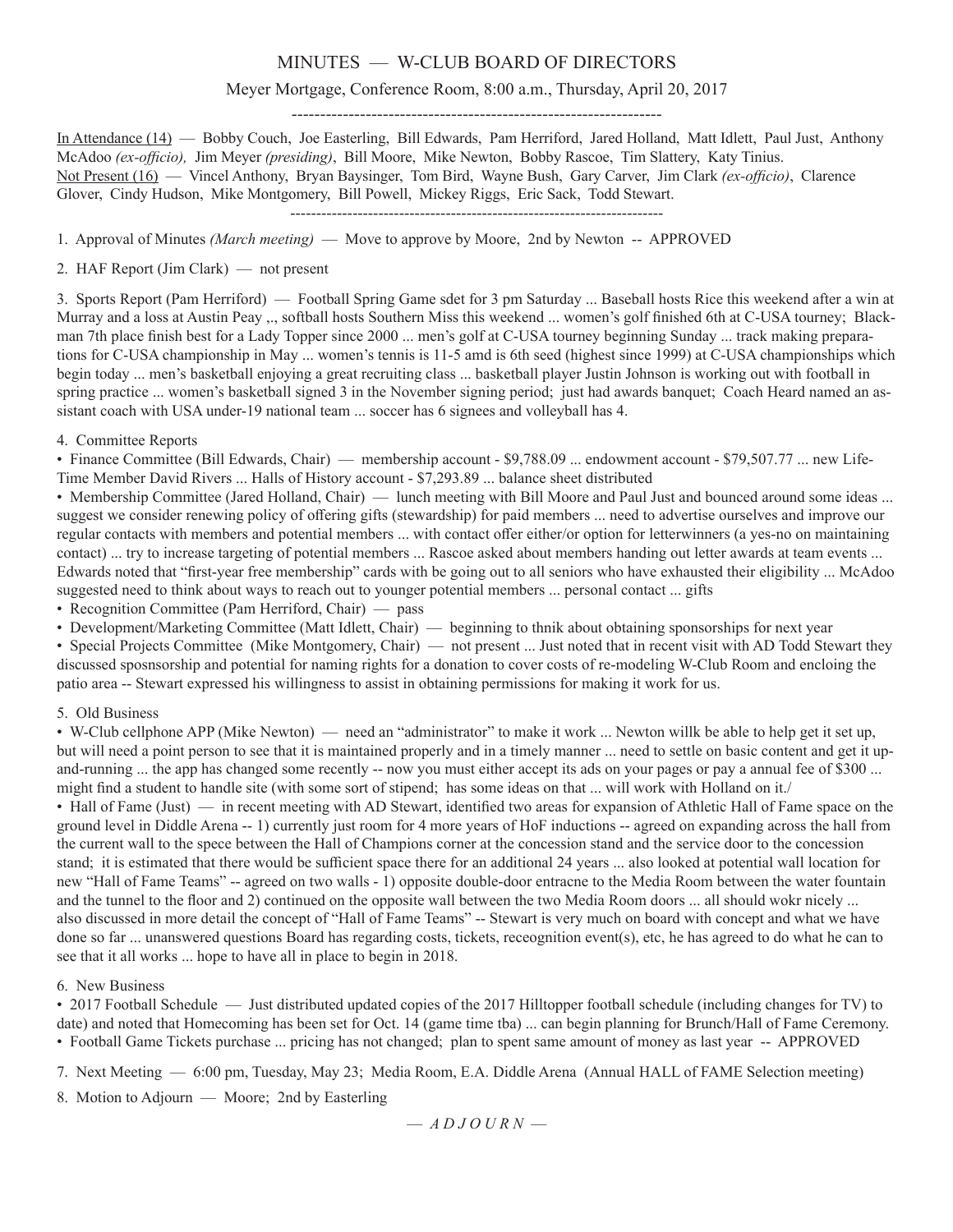# MINUTES — W-CLUB BOARD OF DIRECTORS

Meyer Mortgage, Conference Room, 8:00 a.m., Thursday, April 20, 2017

---

In Attendance (14) — Bobby Couch, Joe Easterling, Bill Edwards, Pam Herriford, Jared Holland, Matt Idlett, Paul Just, Anthony McAdoo *(ex-officio),* Jim Meyer *(presiding)*, Bill Moore, Mike Newton, Bobby Rascoe, Tim Slattery, Katy Tinius.
Not Present (16) — Vincel Anthony, Bryan Baysinger, Tom Bird, Wayne Bush, Gary Carver, Jim Clark *(ex-officio)*, Clarence Glover, Cindy Hudson, Mike Montgomery, Bill Powell, Mickey Riggs, Eric Sack, Todd Stewart.

---

1. Approval of Minutes *(March meeting)* — Move to approve by Moore, 2nd by Newton -- APPROVED

2. HAF Report (Jim Clark) — not present

3. Sports Report (Pam Herriford) — Football Spring Game sdet for 3 pm Saturday ... Baseball hosts Rice this weekend after a win at Murray and a loss at Austin Peay ,., softball hosts Southern Miss this weekend ... women's golf finished 6th at C-USA tourney; Blackman 7th place finish best for a Lady Topper since 2000 ... men's golf at C-USA tourney beginning Sunday ... track making preparations for C-USA championship in May ... women's tennis is 11-5 amd is 6th seed (highest since 1999) at C-USA championships which begin today ... men's basketball enjoying a great recruiting class ... basketball player Justin Johnson is working out with football in spring practice ... women's basketball signed 3 in the November signing period; just had awards banquet; Coach Heard named an assistant coach with USA under-19 national team ... soccer has 6 signees and volleyball has 4.

4. Committee Reports

- Finance Committee (Bill Edwards, Chair) — membership account - $9,788.09 ... endowment account - $79,507.77 ... new Life-Time Member David Rivers ... Halls of History account - $7,293.89 ... balance sheet distributed
- Membership Committee (Jared Holland, Chair) — lunch meeting with Bill Moore and Paul Just and bounced around some ideas ... suggest we consider renewing policy of offering gifts (stewardship) for paid members ... need to advertise ourselves and improve our regular contacts with members and potential members ... with contact offer either/or option for letterwinners (a yes-no on maintaining contact) ... try to increase targeting of potential members ... Rascoe asked about members handing out letter awards at team events ... Edwards noted that "first-year free membership" cards with be going out to all seniors who have exhausted their eligibility ... McAdoo suggested need to think about ways to reach out to younger potential members ... personal contact ... gifts
- Recognition Committee (Pam Herriford, Chair) — pass
- Development/Marketing Committee (Matt Idlett, Chair) — beginning to thnik about obtaining sponsorships for next year
- Special Projects Committee (Mike Montgomery, Chair) — not present ... Just noted that in recent visit with AD Todd Stewart they discussed spospnsorship and potential for naming rights for a donation to cover costs of re-modeling W-Club Room and encloing the patio area -- Stewart expressed his willingness to assist in obtaining permissions for making it work for us.

5. Old Business

- W-Club cellphone APP (Mike Newton) — need an "administrator" to make it work ... Newton willk be able to help get it set up, but will need a point person to see that it is maintained properly and in a timely manner ... need to settle on basic content and get it up-and-running ... the app has changed some recently -- now you must either accept its ads on your pages or pay a annual fee of $300 ... might find a student to handle site (with some sort of stipend; has some ideas on that ... will work with Holland on it./
- Hall of Fame (Just) — in recent meeting with AD Stewart, identified two areas for expansion of Athletic Hall of Fame space on the ground level in Diddle Arena -- 1) currently just room for 4 more years of HoF inductions -- agreed on expanding across the hall from the current wall to the spece between the Hall of Champions corner at the concession stand and the service door to the concession stand; it is estimated that there would be sufficient space there for an additional 24 years ... also looked at potential wall location for new "Hall of Fame Teams" -- agreed on two walls - 1) opposite double-door entracne to the Media Room between the water fountain and the tunnel to the floor and 2) continued on the opposite wall between the two Media Room doors ... all should wokr nicely ... also discussed in more detail the concept of "Hall of Fame Teams" -- Stewart is very much on board with concept and what we have done so far ... unanswered questions Board has regarding costs, tickets, receognition event(s), etc, he has agreed to do what he can to see that it all works ... hope to have all in place to begin in 2018.

6. New Business

- 2017 Football Schedule — Just distributed updated copies of the 2017 Hilltopper football schedule (including changes for TV) to date) and noted that Homecoming has been set for Oct. 14 (game time tba) ... can begin planning for Brunch/Hall of Fame Ceremony.
- Football Game Tickets purchase ... pricing has not changed; plan to spent same amount of money as last year -- APPROVED

7. Next Meeting — 6:00 pm, Tuesday, May 23; Media Room, E.A. Diddle Arena (Annual HALL of FAME Selection meeting)

8. Motion to Adjourn — Moore; 2nd by Easterling

*— A D J O U R N —*